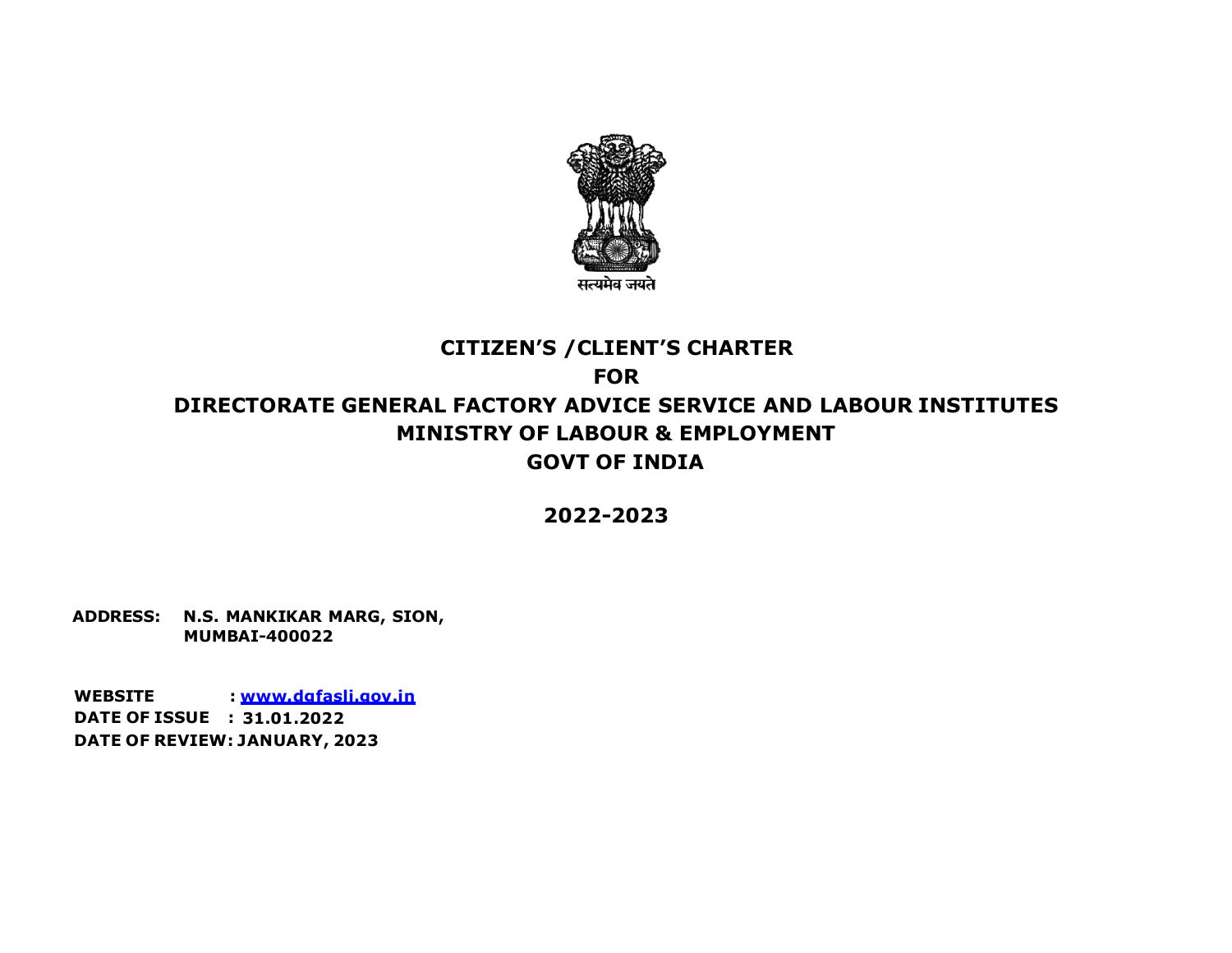सत्यमेव जयते

# CITIZEN'S /CLIENT'S CHARTER

## FOR

## DIRECTORATE GENERAL FACTORY ADVICE SERVICE AND LABOUR INSTITUTES

## MINISTRY OF LABOUR & EMPLOYMENT

## GOVT OF INDIA

## 2022-2023

**ADDRESS:** **N.S. MANKIKAR MARG, SION, MUMBAI-400022**

**WEBSITE** : **[www.dgfasli.gov.in](http://www.dgfasli.gov.in)**

**DATE OF ISSUE** : **31.01.2022**

**DATE OF REVIEW: JANUARY, 2023**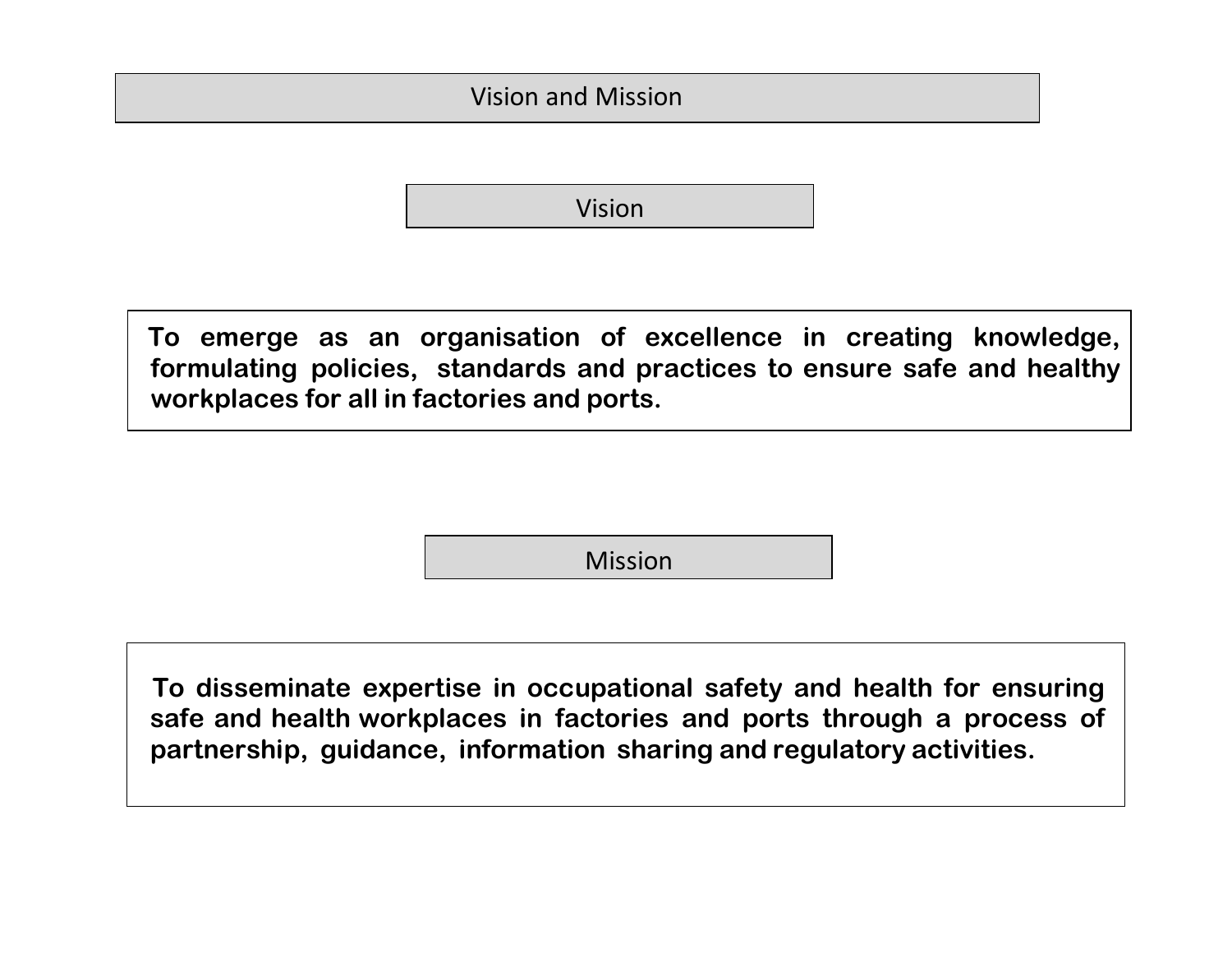# Vision and Mission

## Vision

**To emerge as an organisation of excellence in creating knowledge, formulating policies, standards and practices to ensure safe and healthy workplaces for all in factories and ports.**

## Mission

**To disseminate expertise in occupational safety and health for ensuring safe and health workplaces in factories and ports through a process of partnership, guidance, information sharing and regulatory activities.**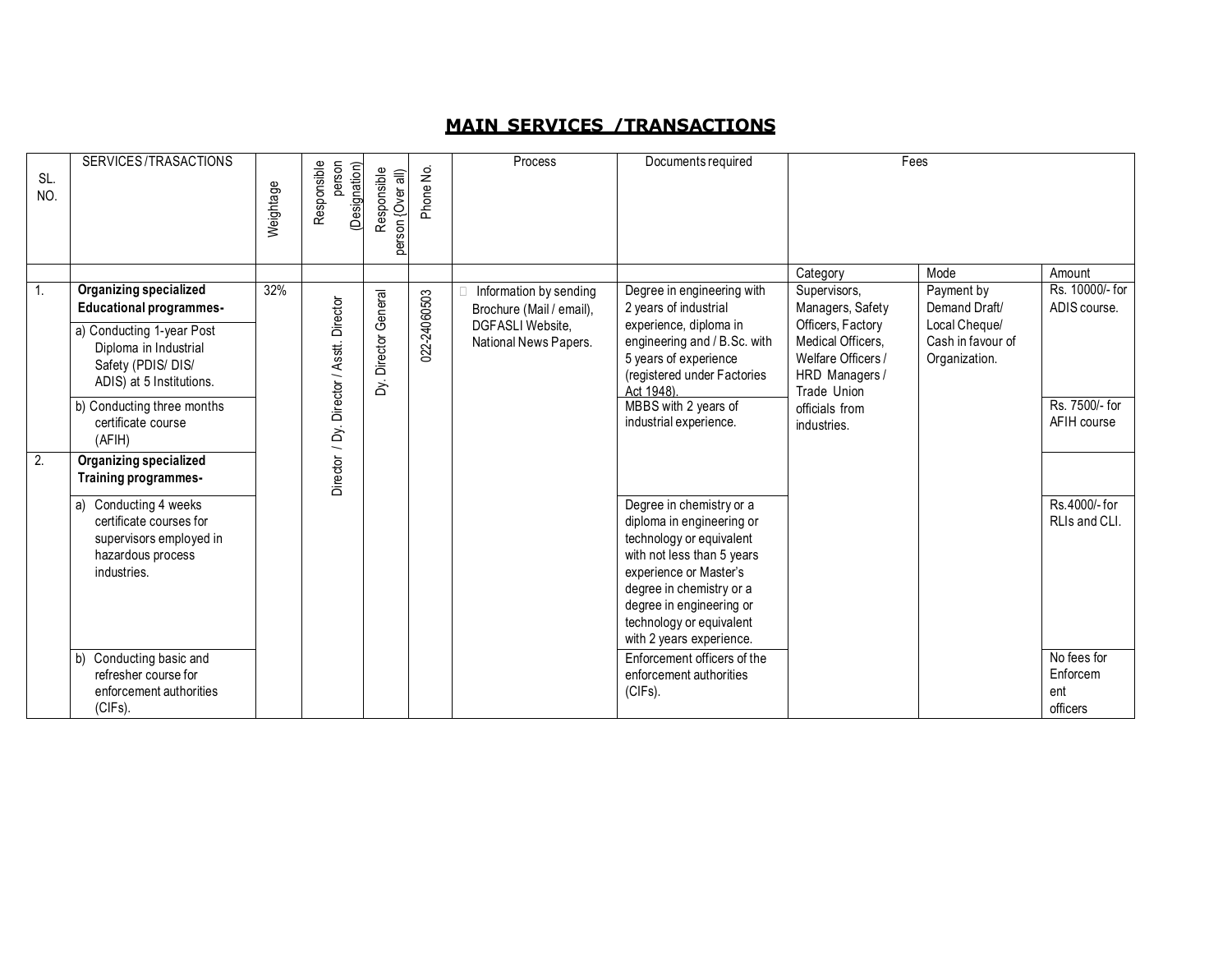# MAIN SERVICES /TRANSACTIONS

| SL. NO. | SERVICES /TRASACTIONS | Weightage | Responsible person (Designation) | Responsible person (Over all) | Phone No. | Process | Documents required | Fees | | |
|---|---|---|---|---|---|---|---|---|---|---|
| | | | | | | | | Category | Mode | Amount |
| 1. | **Organizing specialized Educational programmes-** | 32% | Director / Dy. Director / Asstt. Director | Dy. Director General | 022-24060503 | Information by sending Brochure (Mail / email), DGFASLI Website, National News Papers. | | Supervisors, Managers, Safety Officers, Factory Medical Officers, Welfare Officers / HRD Managers / Trade Union officials from industries. | Payment by Demand Draft/ Local Cheque/ Cash in favour of Organization. | |
| | a) Conducting 1-year Post Diploma in Industrial Safety (PDIS/ DIS/ ADIS) at 5 Institutions. | | | | | | Degree in engineering with 2 years of industrial experience, diploma in engineering and / B.Sc. with 5 years of experience (registered under Factories Act 1948). | | | Rs. 10000/- for ADIS course. |
| | b) Conducting three months certificate course (AFIH) | | | | | | MBBS with 2 years of industrial experience. | | | Rs. 7500/- for AFIH course |
| 2. | **Organizing specialized Training programmes-** | | | | | | | | | |
| | a) Conducting 4 weeks certificate courses for supervisors employed in hazardous process industries. | | | | | | Degree in chemistry or a diploma in engineering or technology or equivalent with not less than 5 years experience or Master's degree in chemistry or a degree in engineering or technology or equivalent with 2 years experience. | | | Rs.4000/- for RLIs and CLI. |
| | b) Conducting basic and refresher course for enforcement authorities (CIFs). | | | | | | Enforcement officers of the enforcement authorities (CIFs). | | | No fees for Enforcement officers |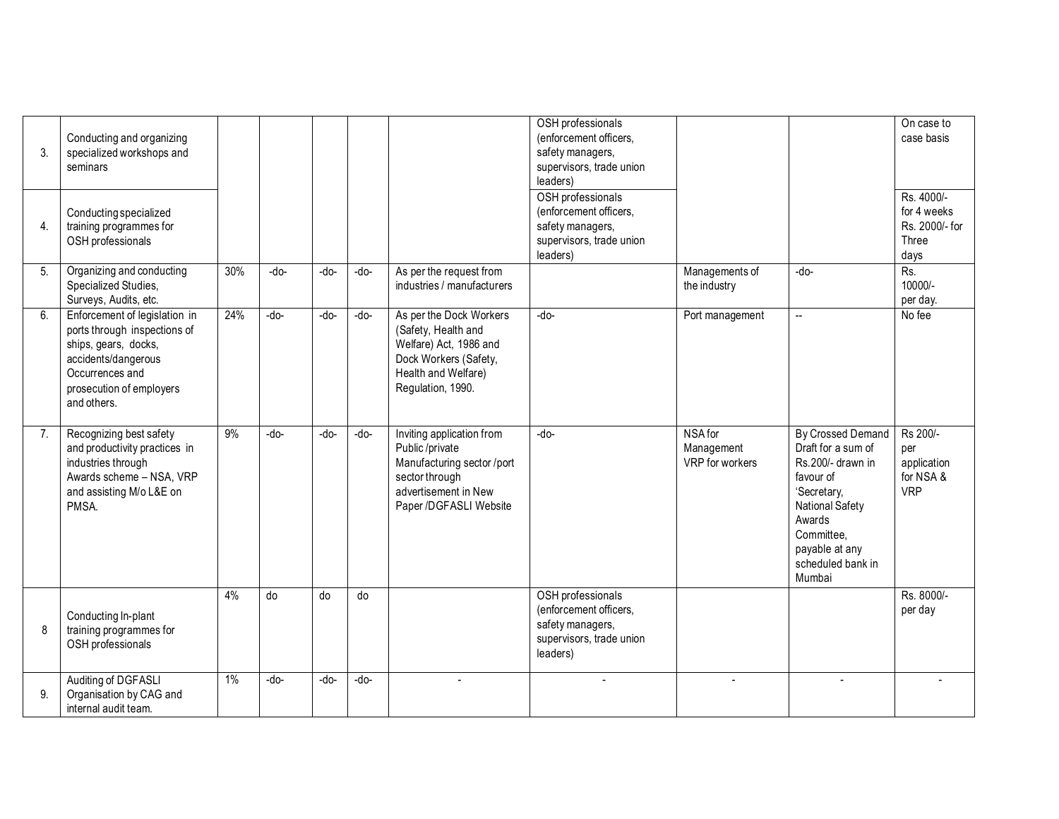| | | | | | | | | | | |
|---|---|---|---|---|---|---|---|---|---|---|
| 3. | Conducting and organizing specialized workshops and seminars | | | | | | OSH professionals (enforcement officers, safety managers, supervisors, trade union leaders) | | | On case to case basis |
| 4. | Conducting specialized training programmes for OSH professionals | | | | | | OSH professionals (enforcement officers, safety managers, supervisors, trade union leaders) | | | Rs. 4000/- for 4 weeks Rs. 2000/- for Three days |
| 5. | Organizing and conducting Specialized Studies, Surveys, Audits, etc. | 30% | -do- | -do- | -do- | As per the request from industries / manufacturers | | Managements of the industry | -do- | Rs. 10000/- per day. |
| 6. | Enforcement of legislation in ports through inspections of ships, gears, docks, accidents/dangerous Occurrences and prosecution of employers and others. | 24% | -do- | -do- | -do- | As per the Dock Workers (Safety, Health and Welfare) Act, 1986 and Dock Workers (Safety, Health and Welfare) Regulation, 1990. | -do- | Port management | -- | No fee |
| 7. | Recognizing best safety and productivity practices in industries through Awards scheme – NSA, VRP and assisting M/o L&E on PMSA. | 9% | -do- | -do- | -do- | Inviting application from Public /private Manufacturing sector /port sector through advertisement in New Paper /DGFASLI Website | -do- | NSA for Management VRP for workers | By Crossed Demand Draft for a sum of Rs.200/- drawn in favour of 'Secretary, National Safety Awards Committee, payable at any scheduled bank in Mumbai | Rs 200/- per application for NSA & VRP |
| 8 | Conducting In-plant training programmes for OSH professionals | 4% | do | do | do | | OSH professionals (enforcement officers, safety managers, supervisors, trade union leaders) | | | Rs. 8000/- per day |
| 9. | Auditing of DGFASLI Organisation by CAG and internal audit team. | 1% | -do- | -do- | -do- | - | - | - | - | - |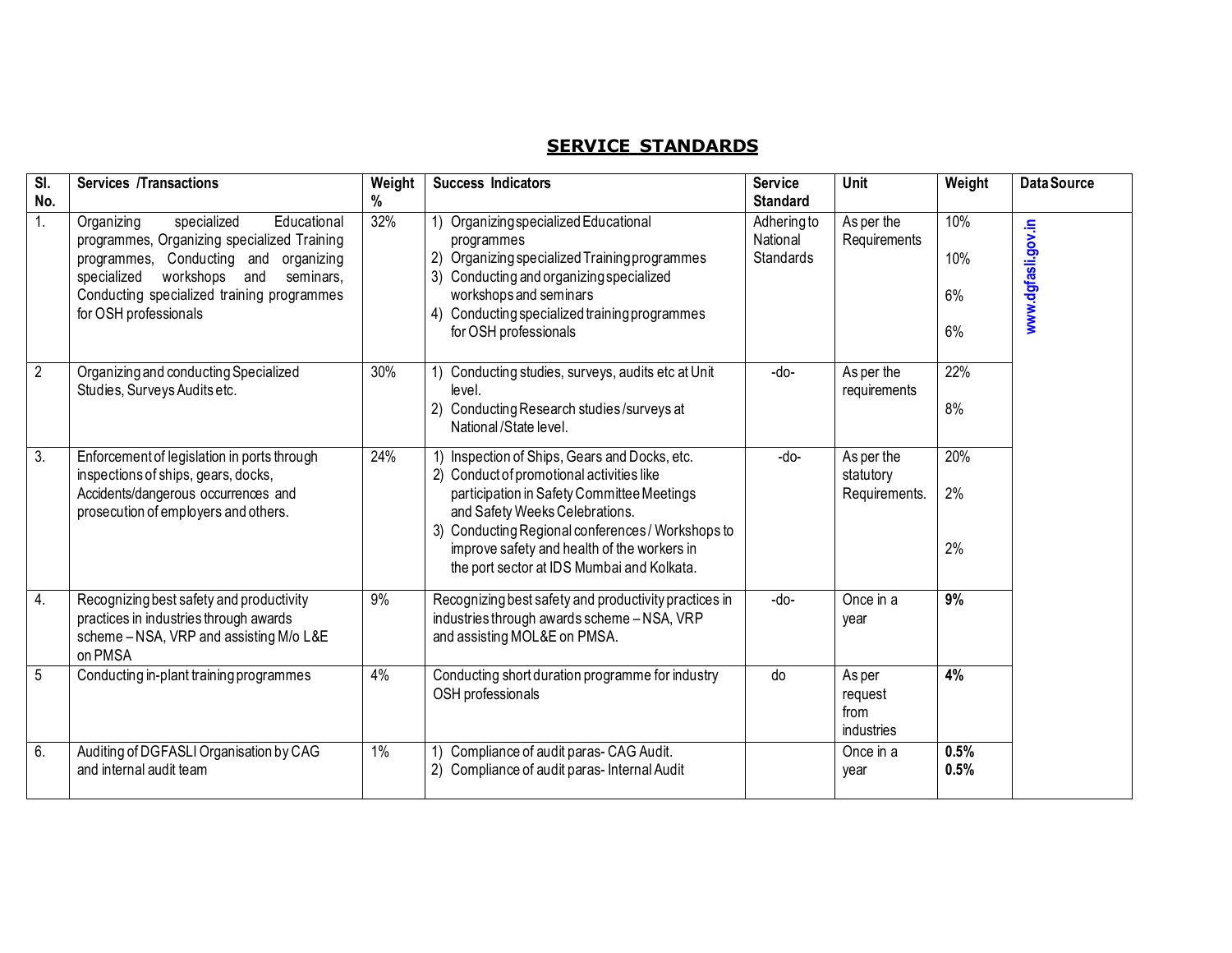## SERVICE STANDARDS

| Sl. No. | Services /Transactions | Weight % | Success Indicators | Service Standard | Unit | Weight | Data Source |
|---|---|---|---|---|---|---|---|
| 1. | Organizing specialized Educational programmes, Organizing specialized Training programmes, Conducting and organizing specialized workshops and seminars, Conducting specialized training programmes for OSH professionals | 32% | 1) Organizing specialized Educational programmes<br>2) Organizing specialized Training programmes<br>3) Conducting and organizing specialized workshops and seminars<br>4) Conducting specialized training programmes for OSH professionals | Adhering to National Standards | As per the Requirements | 10%<br>10%<br>6%<br>6% | www.dgfasli.gov.in |
| 2 | Organizing and conducting Specialized Studies, Surveys Audits etc. | 30% | 1) Conducting studies, surveys, audits etc at Unit level.<br>2) Conducting Research studies /surveys at National /State level. | -do- | As per the requirements | 22%<br>8% | |
| 3. | Enforcement of legislation in ports through inspections of ships, gears, docks, Accidents/dangerous occurrences and prosecution of employers and others. | 24% | 1) Inspection of Ships, Gears and Docks, etc.<br>2) Conduct of promotional activities like participation in Safety Committee Meetings and Safety Weeks Celebrations.<br>3) Conducting Regional conferences / Workshops to improve safety and health of the workers in the port sector at IDS Mumbai and Kolkata. | -do- | As per the statutory Requirements. | 20%<br>2%<br>2% | |
| 4. | Recognizing best safety and productivity practices in industries through awards scheme – NSA, VRP and assisting M/o L&E on PMSA | 9% | Recognizing best safety and productivity practices in industries through awards scheme – NSA, VRP and assisting MOL&E on PMSA. | -do- | Once in a year | **9%** | |
| 5 | Conducting in-plant training programmes | 4% | Conducting short duration programme for industry OSH professionals | do | As per request from industries | **4%** | |
| 6. | Auditing of DGFASLI Organisation by CAG and internal audit team | 1% | 1) Compliance of audit paras- CAG Audit.<br>2) Compliance of audit paras- Internal Audit | | Once in a year | **0.5%**<br>**0.5%** | |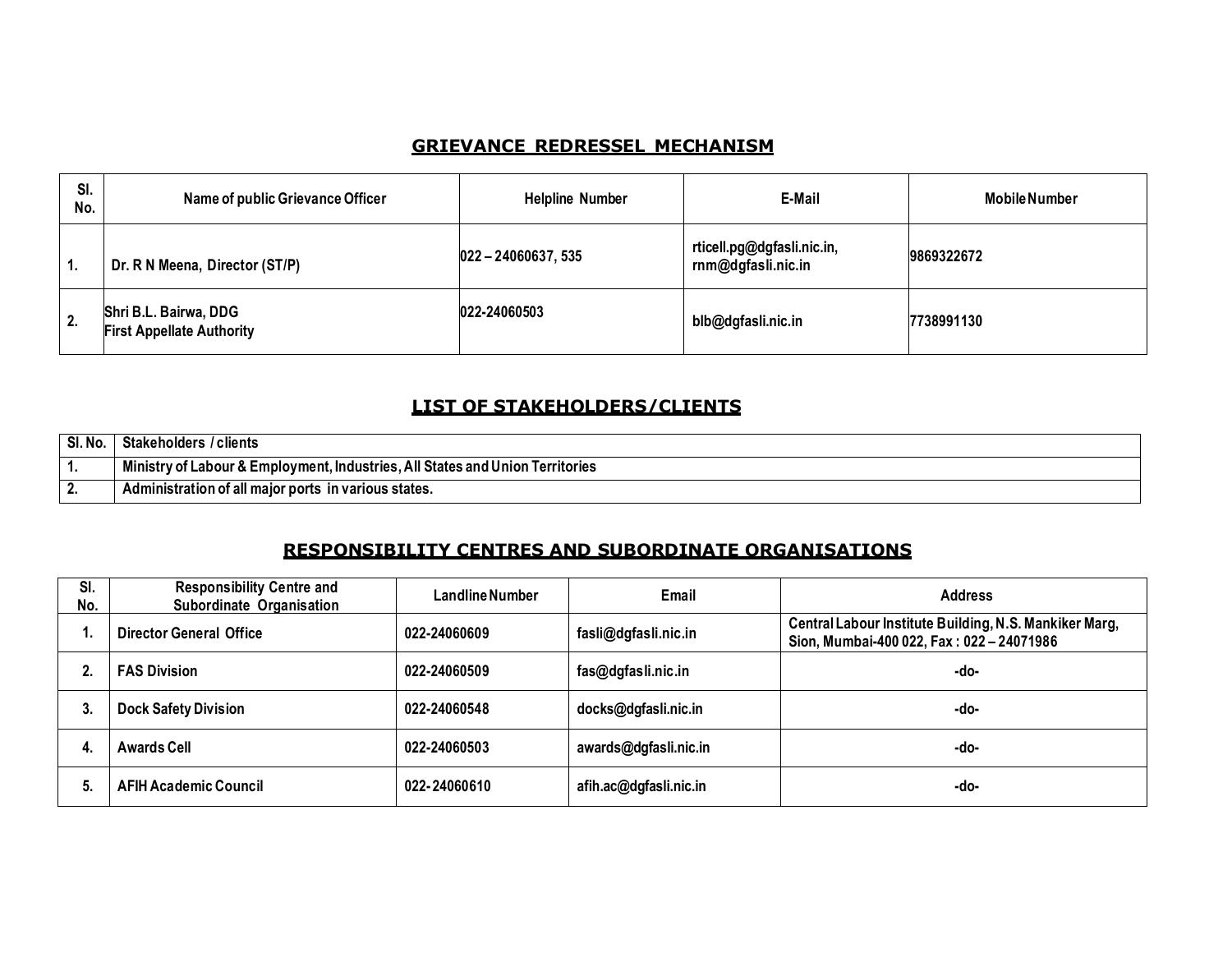## GRIEVANCE REDRESSEL MECHANISM

| Sl. No. | Name of public Grievance Officer | Helpline Number | E-Mail | Mobile Number |
|---|---|---|---|---|
| 1. | Dr. R N Meena, Director (ST/P) | 022 – 24060637, 535 | rticell.pg@dgfasli.nic.in, rnm@dgfasli.nic.in | 9869322672 |
| 2. | Shri B.L. Bairwa, DDG<br>First Appellate Authority | 022-24060503 | blb@dgfasli.nic.in | 7738991130 |

## LIST OF STAKEHOLDERS/CLIENTS

| Sl. No. | Stakeholders / clients |
|---|---|
| 1. | Ministry of Labour & Employment, Industries, All States and Union Territories |
| 2. | Administration of all major ports in various states. |

## RESPONSIBILITY CENTRES AND SUBORDINATE ORGANISATIONS

| Sl. No. | Responsibility Centre and Subordinate Organisation | Landline Number | Email | Address |
|---|---|---|---|---|
| 1. | Director General Office | 022-24060609 | fasli@dgfasli.nic.in | Central Labour Institute Building, N.S. Mankiker Marg, Sion, Mumbai-400 022, Fax : 022 – 24071986 |
| 2. | FAS Division | 022-24060509 | fas@dgfasli.nic.in | -do- |
| 3. | Dock Safety Division | 022-24060548 | docks@dgfasli.nic.in | -do- |
| 4. | Awards Cell | 022-24060503 | awards@dgfasli.nic.in | -do- |
| 5. | AFIH Academic Council | 022- 24060610 | afih.ac@dgfasli.nic.in | -do- |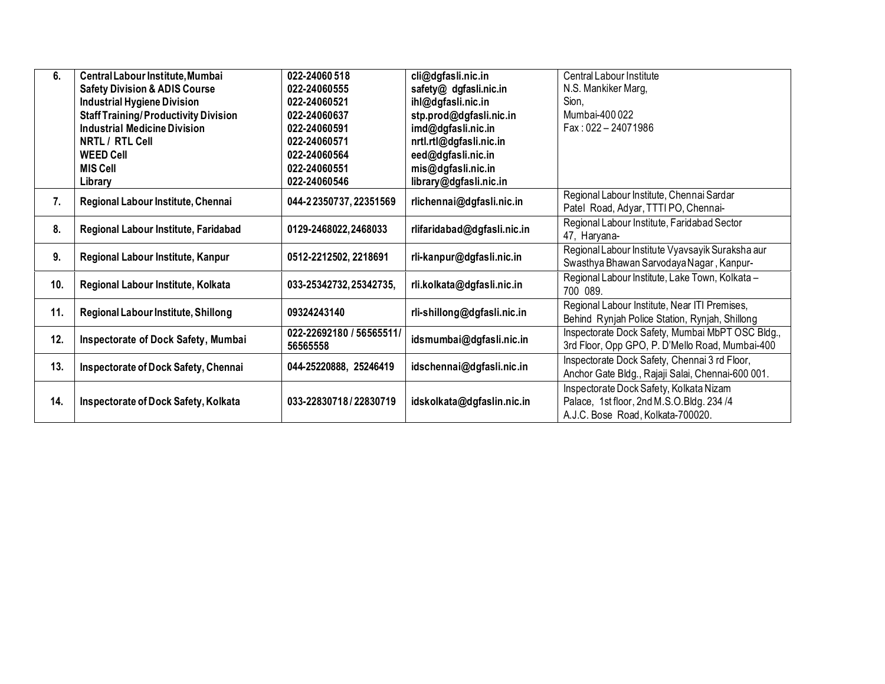| 6. | **Central Labour Institute, Mumbai**<br>**Safety Division & ADIS Course**<br>**Industrial Hygiene Division**<br>**Staff Training/ Productivity Division**<br>**Industrial Medicine Division**<br>**NRTL / RTL Cell**<br>**WEED Cell**<br>**MIS Cell**<br>**Library** | **022-24060 518**<br>**022-24060555**<br>**022-24060521**<br>**022-24060637**<br>**022-24060591**<br>**022-24060571**<br>**022-24060564**<br>**022-24060551**<br>**022-24060546** | **cli@dgfasli.nic.in**<br>**safety@ dgfasli.nic.in**<br>**ihl@dgfasli.nic.in**<br>**stp.prod@dgfasli.nic.in**<br>**imd@dgfasli.nic.in**<br>**nrtl.rtl@dgfasli.nic.in**<br>**eed@dgfasli.nic.in**<br>**mis@dgfasli.nic.in**<br>**library@dgfasli.nic.in** | Central Labour Institute<br>N.S. Mankiker Marg,<br>Sion,<br>Mumbai-400 022<br>Fax : 022 – 24071986 |
|---|---|---|---|---|
| **7.** | **Regional Labour Institute, Chennai** | **044-2 2350737, 22351569** | **rlichennai@dgfasli.nic.in** | Regional Labour Institute, Chennai Sardar Patel Road, Adyar, TTTI PO, Chennai- |
| **8.** | **Regional Labour Institute, Faridabad** | **0129-2468022, 2468033** | **rlifaridabad@dgfasli.nic.in** | Regional Labour Institute, Faridabad Sector 47, Haryana- |
| **9.** | **Regional Labour Institute, Kanpur** | **0512-2212502, 2218691** | **rli-kanpur@dgfasli.nic.in** | Regional Labour Institute Vyavsayik Suraksha aur Swasthya Bhawan Sarvodaya Nagar , Kanpur- |
| **10.** | **Regional Labour Institute, Kolkata** | **033-25342732, 25342735,** | **rli.kolkata@dgfasli.nic.in** | Regional Labour Institute, Lake Town, Kolkata – 700 089. |
| **11.** | **Regional Labour Institute, Shillong** | **09324243140** | **rli-shillong@dgfasli.nic.in** | Regional Labour Institute, Near ITI Premises, Behind Rynjah Police Station, Rynjah, Shillong |
| **12.** | **Inspectorate of Dock Safety, Mumbai** | **022-22692180 / 56565511/ 56565558** | **idsmumbai@dgfasli.nic.in** | Inspectorate Dock Safety, Mumbai MbPT OSC Bldg., 3rd Floor, Opp GPO, P. D'Mello Road, Mumbai-400 |
| **13.** | **Inspectorate of Dock Safety, Chennai** | **044-25220888, 25246419** | **idschennai@dgfasli.nic.in** | Inspectorate Dock Safety, Chennai 3 rd Floor, Anchor Gate Bldg., Rajaji Salai, Chennai-600 001. |
| **14.** | **Inspectorate of Dock Safety, Kolkata** | **033-22830718 / 22830719** | **idskolkata@dgfaslin.nic.in** | Inspectorate Dock Safety, Kolkata Nizam Palace, 1st floor, 2nd M.S.O.Bldg. 234 /4 A.J.C. Bose Road, Kolkata-700020. |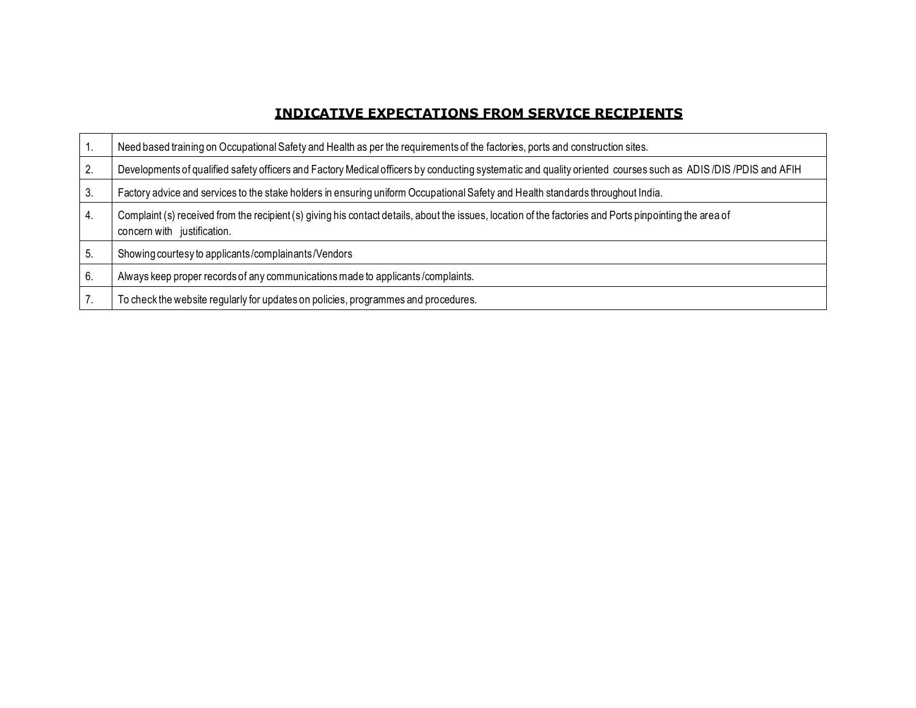## INDICATIVE EXPECTATIONS FROM SERVICE RECIPIENTS

| | |
|---|---|
| 1. | Need based training on Occupational Safety and Health as per the requirements of the factories, ports and construction sites. |
| 2. | Developments of qualified safety officers and Factory Medical officers by conducting systematic and quality oriented courses such as ADIS /DIS /PDIS and AFIH |
| 3. | Factory advice and services to the stake holders in ensuring uniform Occupational Safety and Health standards throughout India. |
| 4. | Complaint (s) received from the recipient (s) giving his contact details, about the issues, location of the factories and Ports pinpointing the area of concern with justification. |
| 5. | Showing courtesy to applicants /complainants /Vendors |
| 6. | Always keep proper records of any communications made to applicants /complaints. |
| 7. | To check the website regularly for updates on policies, programmes and procedures. |